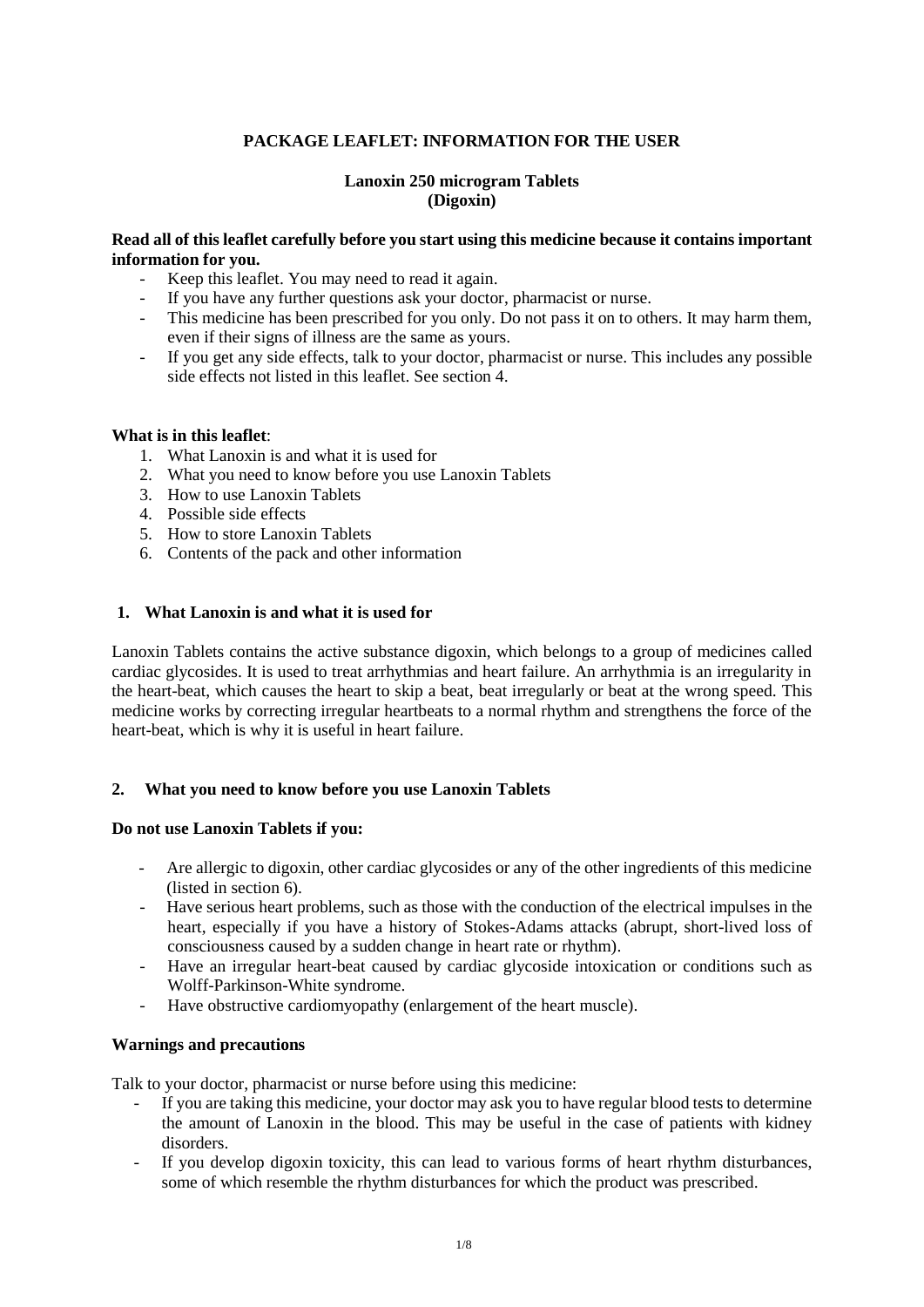# PACKAGE LEAFLET: INFORMATION FOR THE USER

## Lanoxin 250 microgram Tablets
## (Digoxin)

**Read all of this leaflet carefully before you start using this medicine because it contains important information for you.**

- Keep this leaflet. You may need to read it again.
- If you have any further questions ask your doctor, pharmacist or nurse.
- This medicine has been prescribed for you only. Do not pass it on to others. It may harm them, even if their signs of illness are the same as yours.
- If you get any side effects, talk to your doctor, pharmacist or nurse. This includes any possible side effects not listed in this leaflet. See section 4.

**What is in this leaflet**:

1. What Lanoxin is and what it is used for
2. What you need to know before you use Lanoxin Tablets
3. How to use Lanoxin Tablets
4. Possible side effects
5. How to store Lanoxin Tablets
6. Contents of the pack and other information

## 1. What Lanoxin is and what it is used for

Lanoxin Tablets contains the active substance digoxin, which belongs to a group of medicines called cardiac glycosides. It is used to treat arrhythmias and heart failure. An arrhythmia is an irregularity in the heart-beat, which causes the heart to skip a beat, beat irregularly or beat at the wrong speed. This medicine works by correcting irregular heartbeats to a normal rhythm and strengthens the force of the heart-beat, which is why it is useful in heart failure.

## 2. What you need to know before you use Lanoxin Tablets

**Do not use Lanoxin Tablets if you:**

- Are allergic to digoxin, other cardiac glycosides or any of the other ingredients of this medicine (listed in section 6).
- Have serious heart problems, such as those with the conduction of the electrical impulses in the heart, especially if you have a history of Stokes-Adams attacks (abrupt, short-lived loss of consciousness caused by a sudden change in heart rate or rhythm).
- Have an irregular heart-beat caused by cardiac glycoside intoxication or conditions such as Wolff-Parkinson-White syndrome.
- Have obstructive cardiomyopathy (enlargement of the heart muscle).

**Warnings and precautions**

Talk to your doctor, pharmacist or nurse before using this medicine:

- If you are taking this medicine, your doctor may ask you to have regular blood tests to determine the amount of Lanoxin in the blood. This may be useful in the case of patients with kidney disorders.
- If you develop digoxin toxicity, this can lead to various forms of heart rhythm disturbances, some of which resemble the rhythm disturbances for which the product was prescribed.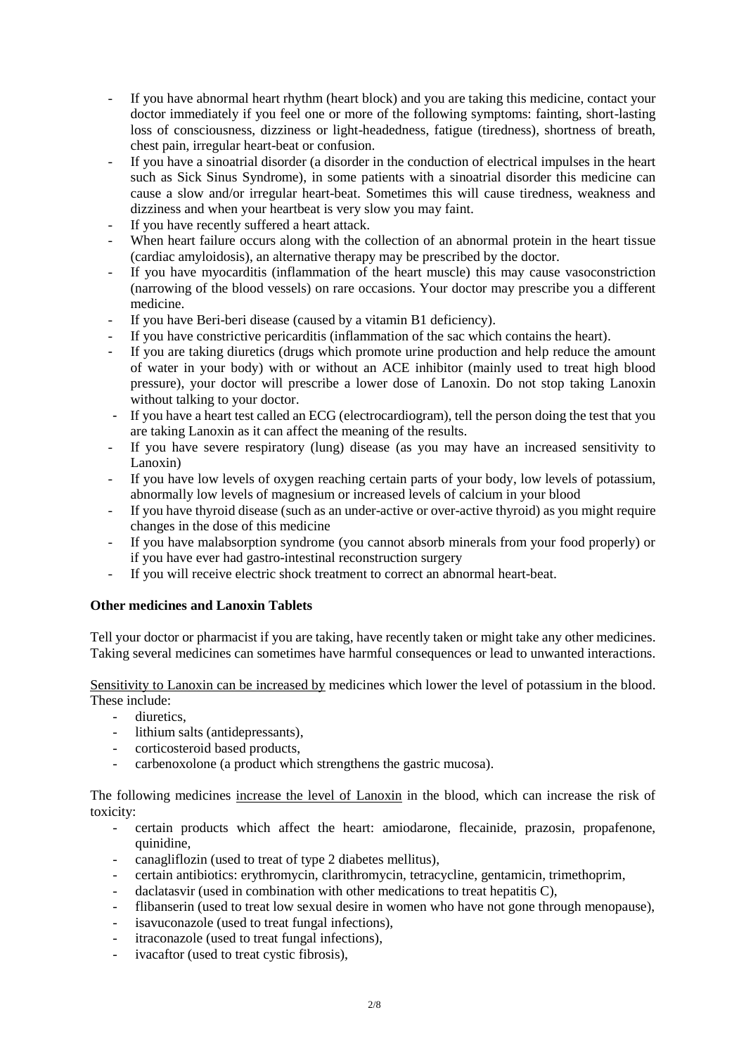- If you have abnormal heart rhythm (heart block) and you are taking this medicine, contact your doctor immediately if you feel one or more of the following symptoms: fainting, short-lasting loss of consciousness, dizziness or light-headedness, fatigue (tiredness), shortness of breath, chest pain, irregular heart-beat or confusion.
- If you have a sinoatrial disorder (a disorder in the conduction of electrical impulses in the heart such as Sick Sinus Syndrome), in some patients with a sinoatrial disorder this medicine can cause a slow and/or irregular heart-beat. Sometimes this will cause tiredness, weakness and dizziness and when your heartbeat is very slow you may faint.
- If you have recently suffered a heart attack.
- When heart failure occurs along with the collection of an abnormal protein in the heart tissue (cardiac amyloidosis), an alternative therapy may be prescribed by the doctor.
- If you have myocarditis (inflammation of the heart muscle) this may cause vasoconstriction (narrowing of the blood vessels) on rare occasions. Your doctor may prescribe you a different medicine.
- If you have Beri-beri disease (caused by a vitamin B1 deficiency).
- If you have constrictive pericarditis (inflammation of the sac which contains the heart).
- If you are taking diuretics (drugs which promote urine production and help reduce the amount of water in your body) with or without an ACE inhibitor (mainly used to treat high blood pressure), your doctor will prescribe a lower dose of Lanoxin. Do not stop taking Lanoxin without talking to your doctor.
- If you have a heart test called an ECG (electrocardiogram), tell the person doing the test that you are taking Lanoxin as it can affect the meaning of the results.
- If you have severe respiratory (lung) disease (as you may have an increased sensitivity to Lanoxin)
- If you have low levels of oxygen reaching certain parts of your body, low levels of potassium, abnormally low levels of magnesium or increased levels of calcium in your blood
- If you have thyroid disease (such as an under-active or over-active thyroid) as you might require changes in the dose of this medicine
- If you have malabsorption syndrome (you cannot absorb minerals from your food properly) or if you have ever had gastro-intestinal reconstruction surgery
- If you will receive electric shock treatment to correct an abnormal heart-beat.

**Other medicines and Lanoxin Tablets**

Tell your doctor or pharmacist if you are taking, have recently taken or might take any other medicines. Taking several medicines can sometimes have harmful consequences or lead to unwanted interactions.

Sensitivity to Lanoxin can be increased by medicines which lower the level of potassium in the blood. These include:

- diuretics,
- lithium salts (antidepressants),
- corticosteroid based products,
- carbenoxolone (a product which strengthens the gastric mucosa).

The following medicines increase the level of Lanoxin in the blood, which can increase the risk of toxicity:

- certain products which affect the heart: amiodarone, flecainide, prazosin, propafenone, quinidine,
- canagliflozin (used to treat of type 2 diabetes mellitus),
- certain antibiotics: erythromycin, clarithromycin, tetracycline, gentamicin, trimethoprim,
- daclatasvir (used in combination with other medications to treat hepatitis C),
- flibanserin (used to treat low sexual desire in women who have not gone through menopause),
- isavuconazole (used to treat fungal infections),
- itraconazole (used to treat fungal infections),
- ivacaftor (used to treat cystic fibrosis),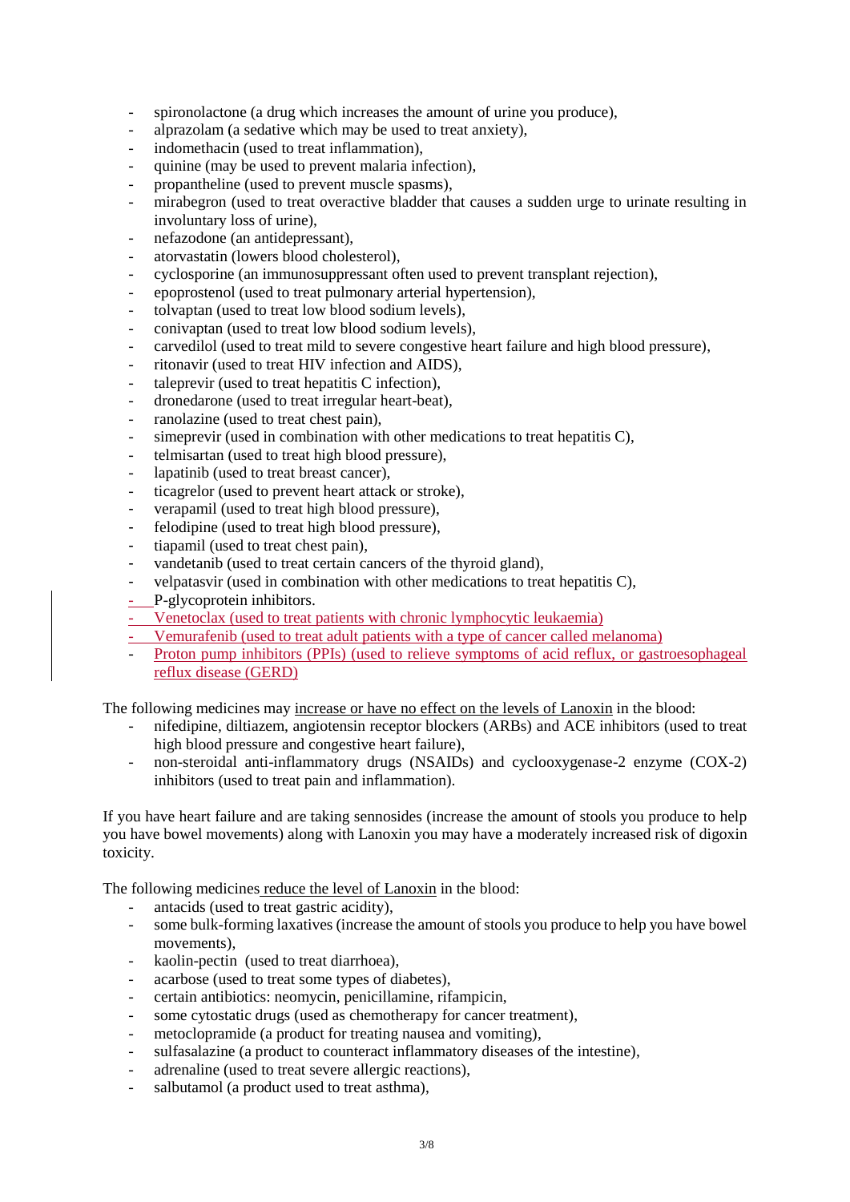- spironolactone (a drug which increases the amount of urine you produce),
- alprazolam (a sedative which may be used to treat anxiety),
- indomethacin (used to treat inflammation),
- quinine (may be used to prevent malaria infection),
- propantheline (used to prevent muscle spasms),
- mirabegron (used to treat overactive bladder that causes a sudden urge to urinate resulting in involuntary loss of urine),
- nefazodone (an antidepressant),
- atorvastatin (lowers blood cholesterol),
- cyclosporine (an immunosuppressant often used to prevent transplant rejection),
- epoprostenol (used to treat pulmonary arterial hypertension),
- tolvaptan (used to treat low blood sodium levels),
- conivaptan (used to treat low blood sodium levels),
- carvedilol (used to treat mild to severe congestive heart failure and high blood pressure),
- ritonavir (used to treat HIV infection and AIDS),
- taleprevir (used to treat hepatitis C infection),
- dronedarone (used to treat irregular heart-beat),
- ranolazine (used to treat chest pain),
- simeprevir (used in combination with other medications to treat hepatitis C),
- telmisartan (used to treat high blood pressure),
- lapatinib (used to treat breast cancer),
- ticagrelor (used to prevent heart attack or stroke),
- verapamil (used to treat high blood pressure),
- felodipine (used to treat high blood pressure),
- tiapamil (used to treat chest pain),
- vandetanib (used to treat certain cancers of the thyroid gland),
- velpatasvir (used in combination with other medications to treat hepatitis C),
- P-glycoprotein inhibitors.
- Venetoclax (used to treat patients with chronic lymphocytic leukaemia)
- Vemurafenib (used to treat adult patients with a type of cancer called melanoma)
- Proton pump inhibitors (PPIs) (used to relieve symptoms of acid reflux, or gastroesophageal reflux disease (GERD)

The following medicines may increase or have no effect on the levels of Lanoxin in the blood:

- nifedipine, diltiazem, angiotensin receptor blockers (ARBs) and ACE inhibitors (used to treat high blood pressure and congestive heart failure),
- non-steroidal anti-inflammatory drugs (NSAIDs) and cyclooxygenase-2 enzyme (COX-2) inhibitors (used to treat pain and inflammation).

If you have heart failure and are taking sennosides (increase the amount of stools you produce to help you have bowel movements) along with Lanoxin you may have a moderately increased risk of digoxin toxicity.

The following medicines reduce the level of Lanoxin in the blood:

- antacids (used to treat gastric acidity),
- some bulk-forming laxatives (increase the amount of stools you produce to help you have bowel movements),
- kaolin-pectin (used to treat diarrhoea),
- acarbose (used to treat some types of diabetes),
- certain antibiotics: neomycin, penicillamine, rifampicin,
- some cytostatic drugs (used as chemotherapy for cancer treatment),
- metoclopramide (a product for treating nausea and vomiting),
- sulfasalazine (a product to counteract inflammatory diseases of the intestine),
- adrenaline (used to treat severe allergic reactions),
- salbutamol (a product used to treat asthma),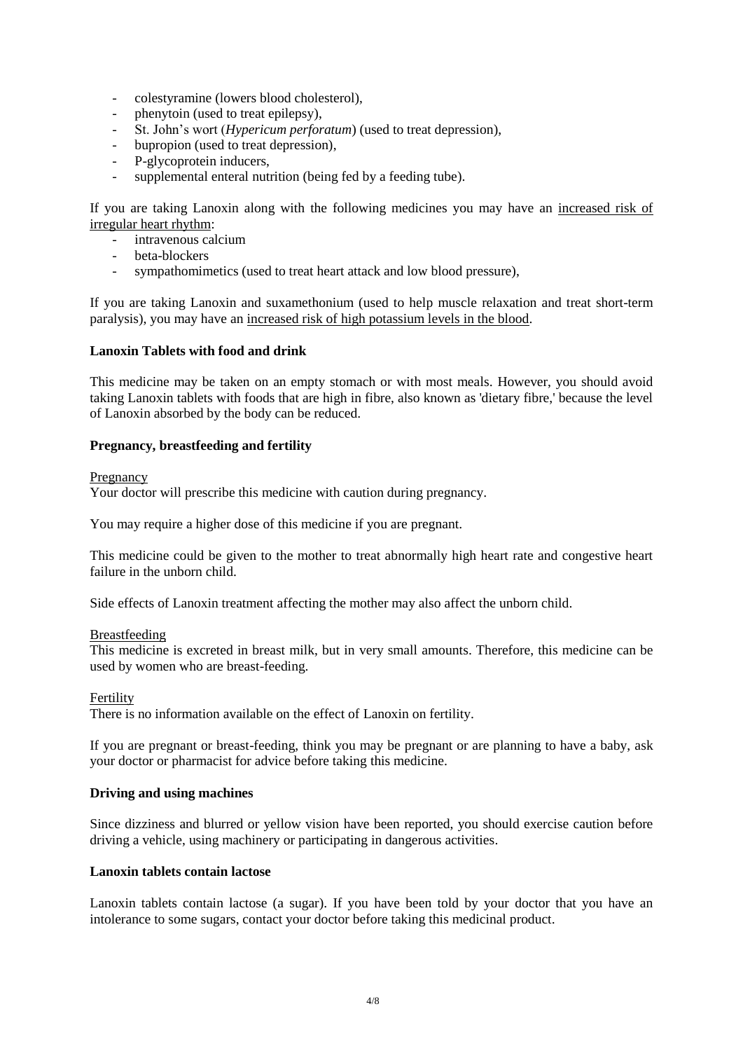- colestyramine (lowers blood cholesterol),
- phenytoin (used to treat epilepsy),
- St. John's wort (*Hypericum perforatum*) (used to treat depression),
- bupropion (used to treat depression),
- P-glycoprotein inducers,
- supplemental enteral nutrition (being fed by a feeding tube).

If you are taking Lanoxin along with the following medicines you may have an <u>increased risk of irregular heart rhythm</u>:

- intravenous calcium
- beta-blockers
- sympathomimetics (used to treat heart attack and low blood pressure),

If you are taking Lanoxin and suxamethonium (used to help muscle relaxation and treat short-term paralysis), you may have an <u>increased risk of high potassium levels in the blood</u>.

**Lanoxin Tablets with food and drink**

This medicine may be taken on an empty stomach or with most meals. However, you should avoid taking Lanoxin tablets with foods that are high in fibre, also known as 'dietary fibre,' because the level of Lanoxin absorbed by the body can be reduced.

**Pregnancy, breastfeeding and fertility**

<u>Pregnancy</u>
Your doctor will prescribe this medicine with caution during pregnancy.

You may require a higher dose of this medicine if you are pregnant.

This medicine could be given to the mother to treat abnormally high heart rate and congestive heart failure in the unborn child.

Side effects of Lanoxin treatment affecting the mother may also affect the unborn child.

<u>Breastfeeding</u>
This medicine is excreted in breast milk, but in very small amounts. Therefore, this medicine can be used by women who are breast-feeding.

<u>Fertility</u>
There is no information available on the effect of Lanoxin on fertility.

If you are pregnant or breast-feeding, think you may be pregnant or are planning to have a baby, ask your doctor or pharmacist for advice before taking this medicine.

**Driving and using machines**

Since dizziness and blurred or yellow vision have been reported, you should exercise caution before driving a vehicle, using machinery or participating in dangerous activities.

**Lanoxin tablets contain lactose**

Lanoxin tablets contain lactose (a sugar). If you have been told by your doctor that you have an intolerance to some sugars, contact your doctor before taking this medicinal product.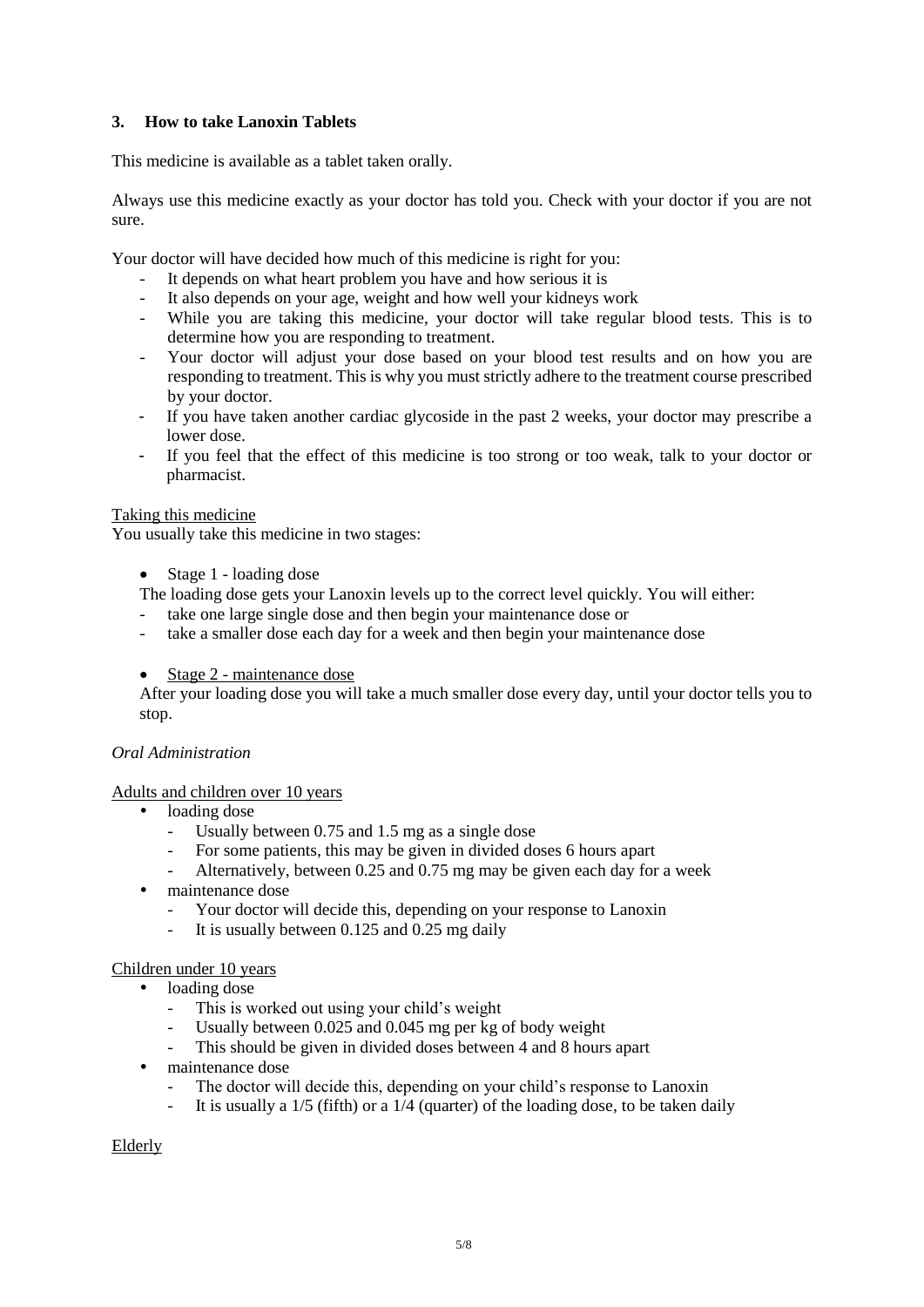## 3. How to take Lanoxin Tablets

This medicine is available as a tablet taken orally.

Always use this medicine exactly as your doctor has told you. Check with your doctor if you are not sure.

Your doctor will have decided how much of this medicine is right for you:

- It depends on what heart problem you have and how serious it is
- It also depends on your age, weight and how well your kidneys work
- While you are taking this medicine, your doctor will take regular blood tests. This is to determine how you are responding to treatment.
- Your doctor will adjust your dose based on your blood test results and on how you are responding to treatment. This is why you must strictly adhere to the treatment course prescribed by your doctor.
- If you have taken another cardiac glycoside in the past 2 weeks, your doctor may prescribe a lower dose.
- If you feel that the effect of this medicine is too strong or too weak, talk to your doctor or pharmacist.

Taking this medicine

You usually take this medicine in two stages:

- Stage 1 - loading dose

The loading dose gets your Lanoxin levels up to the correct level quickly. You will either:

- take one large single dose and then begin your maintenance dose or
- take a smaller dose each day for a week and then begin your maintenance dose

- Stage 2 - maintenance dose

After your loading dose you will take a much smaller dose every day, until your doctor tells you to stop.

*Oral Administration*

Adults and children over 10 years

- loading dose
  - Usually between 0.75 and 1.5 mg as a single dose
  - For some patients, this may be given in divided doses 6 hours apart
  - Alternatively, between 0.25 and 0.75 mg may be given each day for a week
- maintenance dose
  - Your doctor will decide this, depending on your response to Lanoxin
  - It is usually between 0.125 and 0.25 mg daily

Children under 10 years

- loading dose
  - This is worked out using your child's weight
  - Usually between 0.025 and 0.045 mg per kg of body weight
  - This should be given in divided doses between 4 and 8 hours apart
- maintenance dose
  - The doctor will decide this, depending on your child's response to Lanoxin
  - It is usually a 1/5 (fifth) or a 1/4 (quarter) of the loading dose, to be taken daily

Elderly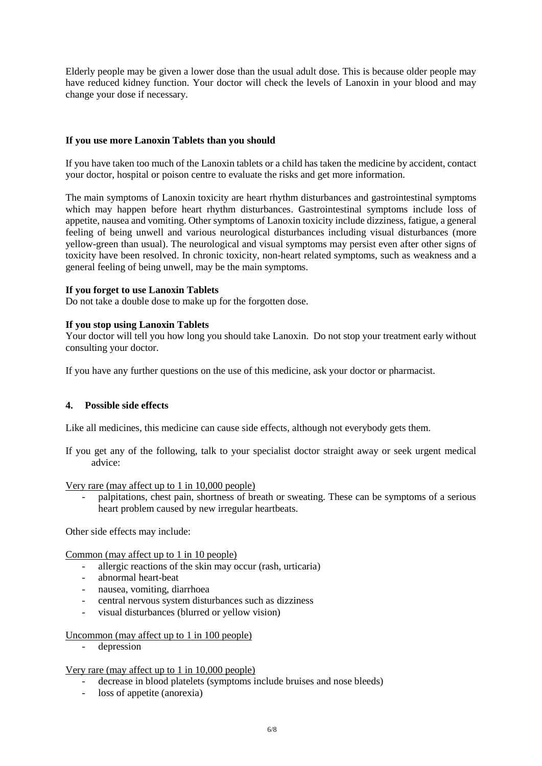Elderly people may be given a lower dose than the usual adult dose. This is because older people may have reduced kidney function. Your doctor will check the levels of Lanoxin in your blood and may change your dose if necessary.

**If you use more Lanoxin Tablets than you should**

If you have taken too much of the Lanoxin tablets or a child has taken the medicine by accident, contact your doctor, hospital or poison centre to evaluate the risks and get more information.

The main symptoms of Lanoxin toxicity are heart rhythm disturbances and gastrointestinal symptoms which may happen before heart rhythm disturbances. Gastrointestinal symptoms include loss of appetite, nausea and vomiting. Other symptoms of Lanoxin toxicity include dizziness, fatigue, a general feeling of being unwell and various neurological disturbances including visual disturbances (more yellow-green than usual). The neurological and visual symptoms may persist even after other signs of toxicity have been resolved. In chronic toxicity, non-heart related symptoms, such as weakness and a general feeling of being unwell, may be the main symptoms.

**If you forget to use Lanoxin Tablets**
Do not take a double dose to make up for the forgotten dose.

**If you stop using Lanoxin Tablets**
Your doctor will tell you how long you should take Lanoxin. Do not stop your treatment early without consulting your doctor.

If you have any further questions on the use of this medicine, ask your doctor or pharmacist.

## 4. Possible side effects

Like all medicines, this medicine can cause side effects, although not everybody gets them.

If you get any of the following, talk to your specialist doctor straight away or seek urgent medical advice:

Very rare (may affect up to 1 in 10,000 people)

- palpitations, chest pain, shortness of breath or sweating. These can be symptoms of a serious heart problem caused by new irregular heartbeats.

Other side effects may include:

Common (may affect up to 1 in 10 people)

- allergic reactions of the skin may occur (rash, urticaria)
- abnormal heart-beat
- nausea, vomiting, diarrhoea
- central nervous system disturbances such as dizziness
- visual disturbances (blurred or yellow vision)

Uncommon (may affect up to 1 in 100 people)

- depression

Very rare (may affect up to 1 in 10,000 people)

- decrease in blood platelets (symptoms include bruises and nose bleeds)
- loss of appetite (anorexia)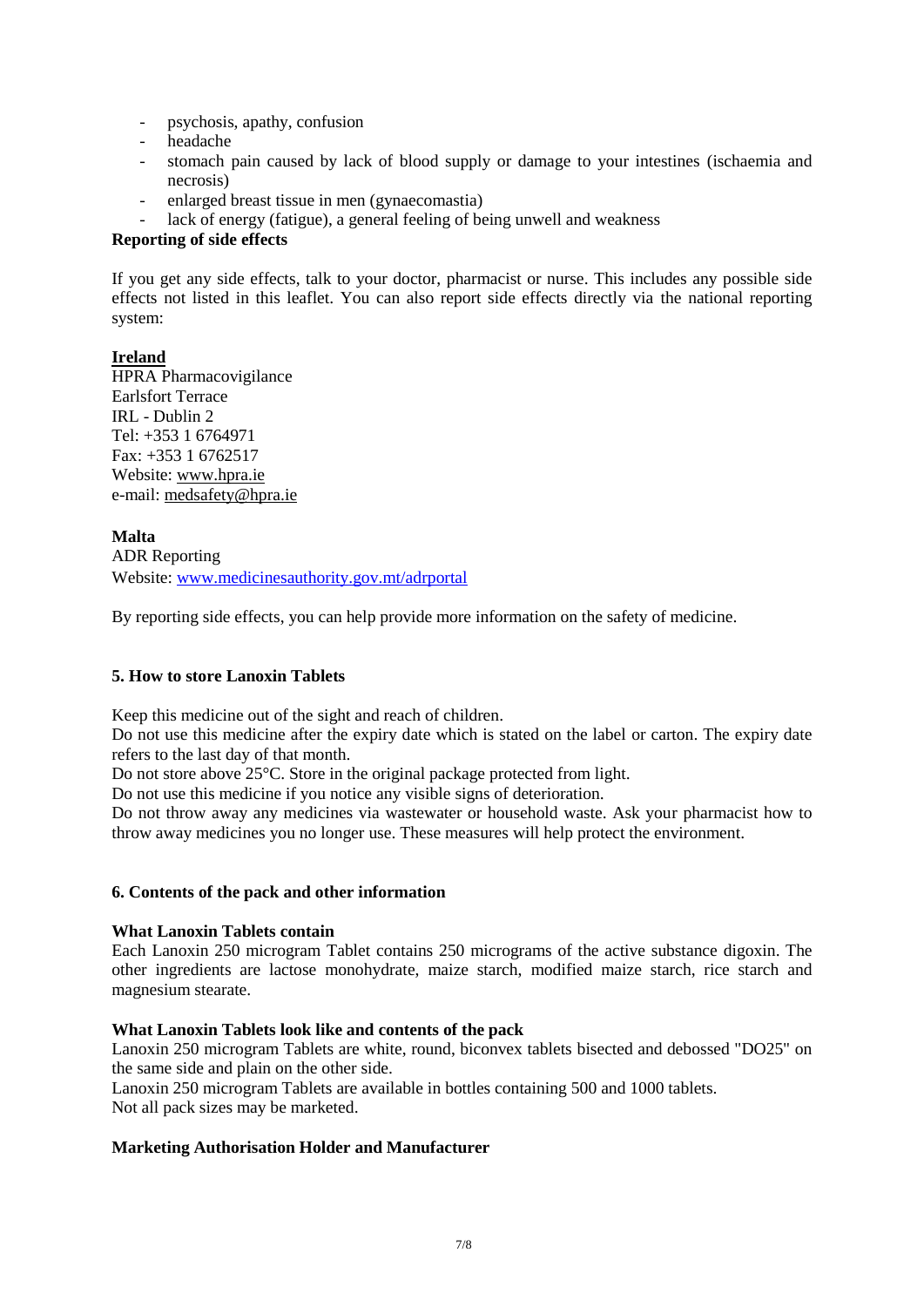- psychosis, apathy, confusion
- headache
- stomach pain caused by lack of blood supply or damage to your intestines (ischaemia and necrosis)
- enlarged breast tissue in men (gynaecomastia)
- lack of energy (fatigue), a general feeling of being unwell and weakness

**Reporting of side effects**

If you get any side effects, talk to your doctor, pharmacist or nurse. This includes any possible side effects not listed in this leaflet. You can also report side effects directly via the national reporting system:

**Ireland**
HPRA Pharmacovigilance
Earlsfort Terrace
IRL - Dublin 2
Tel: +353 1 6764971
Fax: +353 1 6762517
Website: www.hpra.ie
e-mail: medsafety@hpra.ie

**Malta**
ADR Reporting
Website: www.medicinesauthority.gov.mt/adrportal

By reporting side effects, you can help provide more information on the safety of medicine.

## 5. How to store Lanoxin Tablets

Keep this medicine out of the sight and reach of children.
Do not use this medicine after the expiry date which is stated on the label or carton. The expiry date refers to the last day of that month.
Do not store above 25°C. Store in the original package protected from light.
Do not use this medicine if you notice any visible signs of deterioration.
Do not throw away any medicines via wastewater or household waste. Ask your pharmacist how to throw away medicines you no longer use. These measures will help protect the environment.

## 6. Contents of the pack and other information

**What Lanoxin Tablets contain**
Each Lanoxin 250 microgram Tablet contains 250 micrograms of the active substance digoxin. The other ingredients are lactose monohydrate, maize starch, modified maize starch, rice starch and magnesium stearate.

**What Lanoxin Tablets look like and contents of the pack**
Lanoxin 250 microgram Tablets are white, round, biconvex tablets bisected and debossed "DO25" on the same side and plain on the other side.
Lanoxin 250 microgram Tablets are available in bottles containing 500 and 1000 tablets.
Not all pack sizes may be marketed.

**Marketing Authorisation Holder and Manufacturer**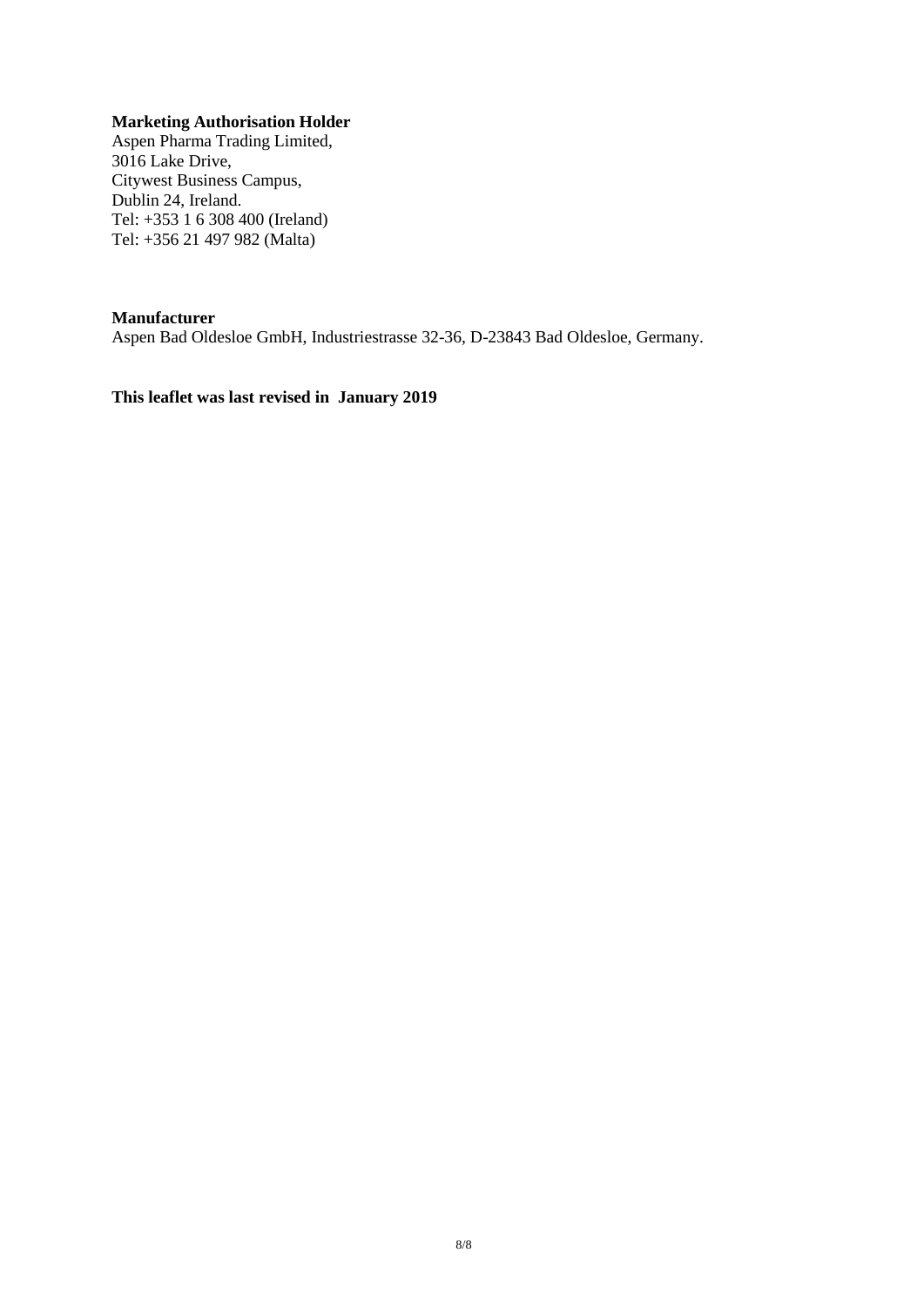**Marketing Authorisation Holder**
Aspen Pharma Trading Limited,
3016 Lake Drive,
Citywest Business Campus,
Dublin 24, Ireland.
Tel: +353 1 6 308 400 (Ireland)
Tel: +356 21 497 982 (Malta)

**Manufacturer**
Aspen Bad Oldesloe GmbH, Industriestrasse 32-36, D-23843 Bad Oldesloe, Germany.

**This leaflet was last revised in January 2019**